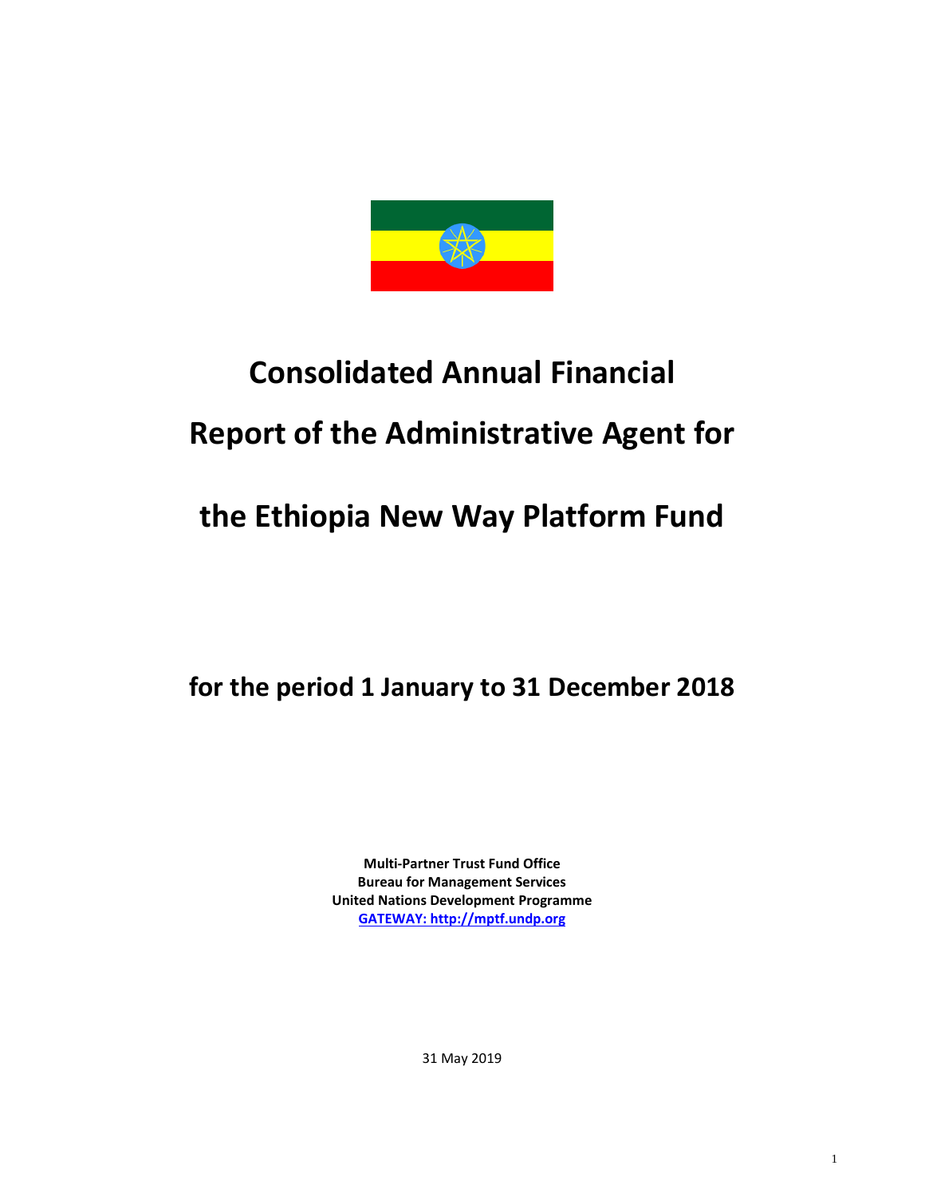# Consolidated Annual Financial Report of the Administrative Agent for the Ethiopia New Way Platform Fund

## for the period 1 January to 31 December 2018

**Multi-Partner Trust Fund Office**
**Bureau for Management Services**
**United Nations Development Programme**
**GATEWAY: http://mptf.undp.org**

31 May 2019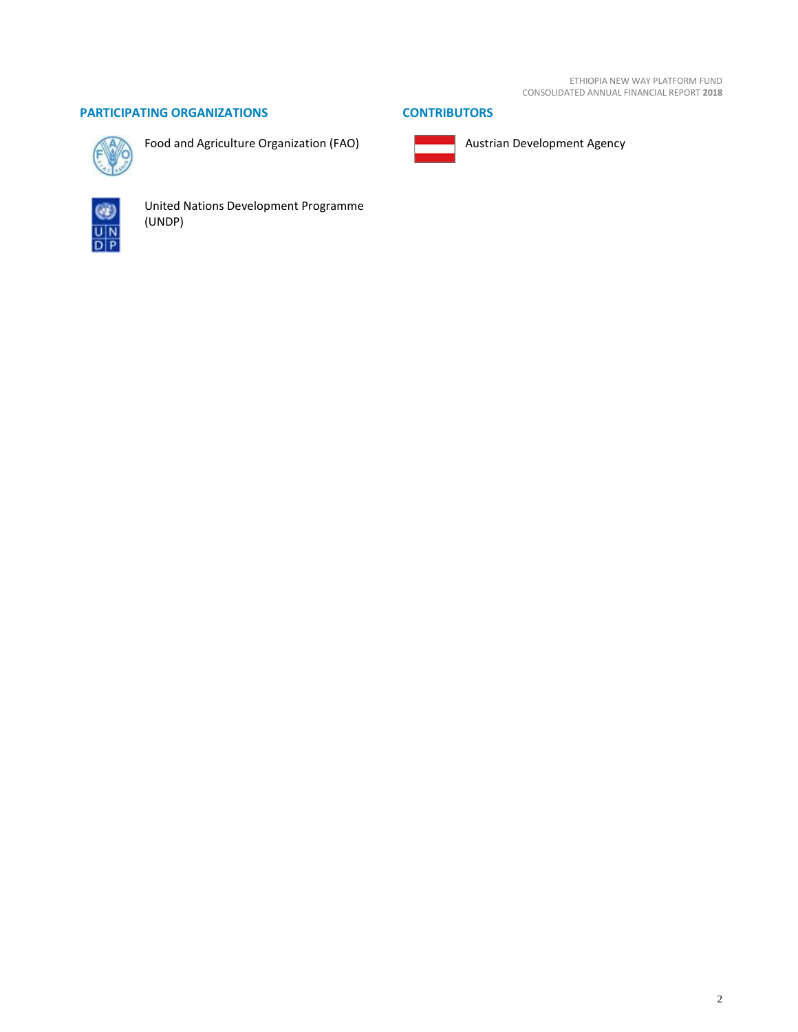## PARTICIPATING ORGANIZATIONS

Food and Agriculture Organization (FAO)

United Nations Development Programme (UNDP)

## CONTRIBUTORS

Austrian Development Agency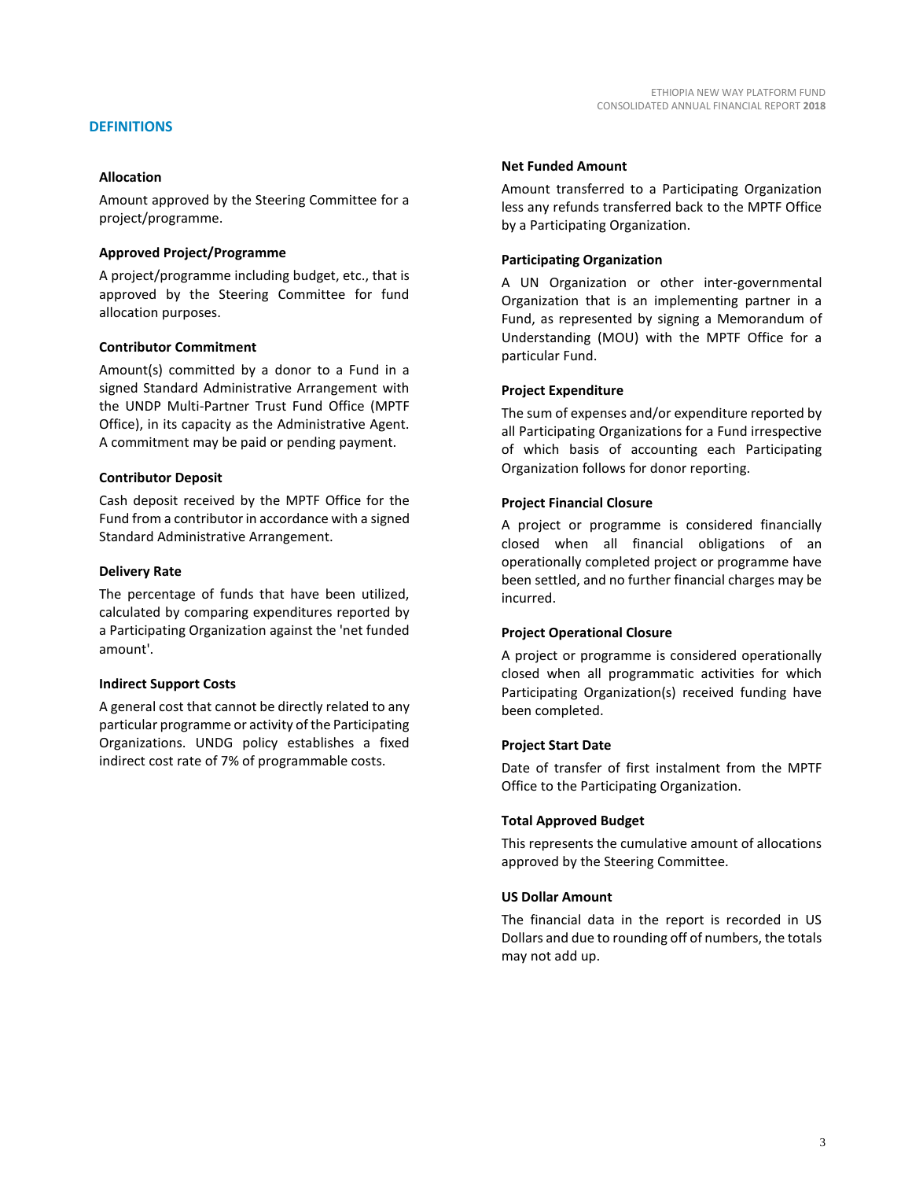## DEFINITIONS

### Allocation

Amount approved by the Steering Committee for a project/programme.

### Approved Project/Programme

A project/programme including budget, etc., that is approved by the Steering Committee for fund allocation purposes.

### Contributor Commitment

Amount(s) committed by a donor to a Fund in a signed Standard Administrative Arrangement with the UNDP Multi-Partner Trust Fund Office (MPTF Office), in its capacity as the Administrative Agent. A commitment may be paid or pending payment.

### Contributor Deposit

Cash deposit received by the MPTF Office for the Fund from a contributor in accordance with a signed Standard Administrative Arrangement.

### Delivery Rate

The percentage of funds that have been utilized, calculated by comparing expenditures reported by a Participating Organization against the 'net funded amount'.

### Indirect Support Costs

A general cost that cannot be directly related to any particular programme or activity of the Participating Organizations. UNDG policy establishes a fixed indirect cost rate of 7% of programmable costs.

### Net Funded Amount

Amount transferred to a Participating Organization less any refunds transferred back to the MPTF Office by a Participating Organization.

### Participating Organization

A UN Organization or other inter-governmental Organization that is an implementing partner in a Fund, as represented by signing a Memorandum of Understanding (MOU) with the MPTF Office for a particular Fund.

### Project Expenditure

The sum of expenses and/or expenditure reported by all Participating Organizations for a Fund irrespective of which basis of accounting each Participating Organization follows for donor reporting.

### Project Financial Closure

A project or programme is considered financially closed when all financial obligations of an operationally completed project or programme have been settled, and no further financial charges may be incurred.

### Project Operational Closure

A project or programme is considered operationally closed when all programmatic activities for which Participating Organization(s) received funding have been completed.

### Project Start Date

Date of transfer of first instalment from the MPTF Office to the Participating Organization.

### Total Approved Budget

This represents the cumulative amount of allocations approved by the Steering Committee.

### US Dollar Amount

The financial data in the report is recorded in US Dollars and due to rounding off of numbers, the totals may not add up.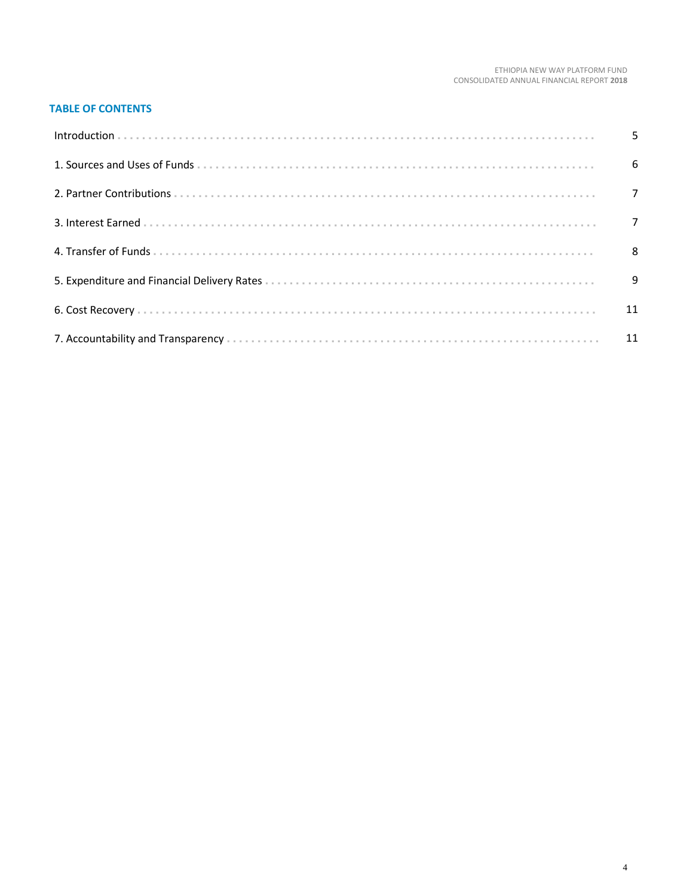## TABLE OF CONTENTS

| | |
|---|---|
| Introduction | 5 |
| 1. Sources and Uses of Funds | 6 |
| 2. Partner Contributions | 7 |
| 3. Interest Earned | 7 |
| 4. Transfer of Funds | 8 |
| 5. Expenditure and Financial Delivery Rates | 9 |
| 6. Cost Recovery | 11 |
| 7. Accountability and Transparency | 11 |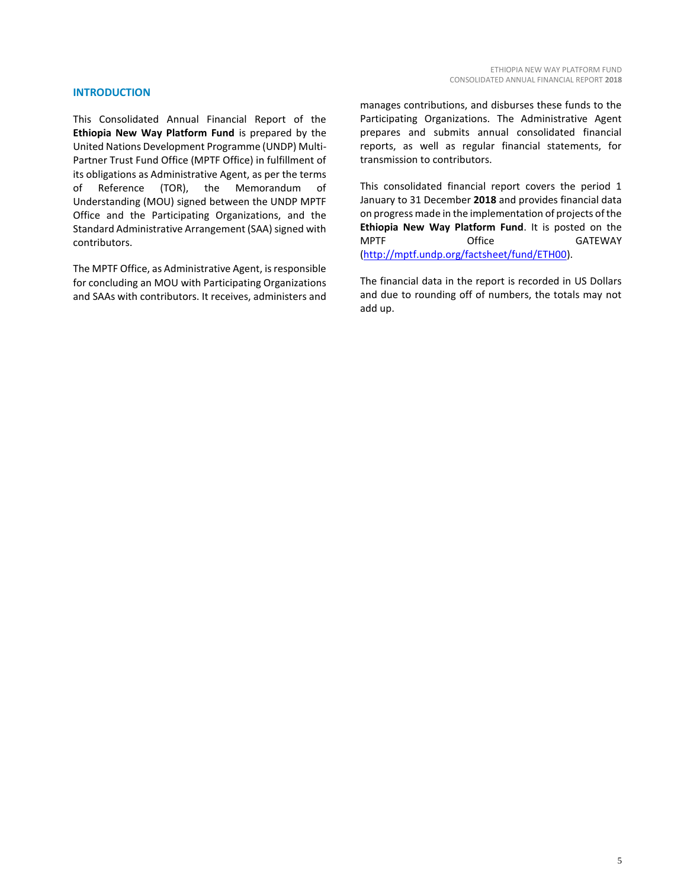## INTRODUCTION

This Consolidated Annual Financial Report of the **Ethiopia New Way Platform Fund** is prepared by the United Nations Development Programme (UNDP) Multi-Partner Trust Fund Office (MPTF Office) in fulfillment of its obligations as Administrative Agent, as per the terms of Reference (TOR), the Memorandum of Understanding (MOU) signed between the UNDP MPTF Office and the Participating Organizations, and the Standard Administrative Arrangement (SAA) signed with contributors.

The MPTF Office, as Administrative Agent, is responsible for concluding an MOU with Participating Organizations and SAAs with contributors. It receives, administers and manages contributions, and disburses these funds to the Participating Organizations. The Administrative Agent prepares and submits annual consolidated financial reports, as well as regular financial statements, for transmission to contributors.

This consolidated financial report covers the period 1 January to 31 December **2018** and provides financial data on progress made in the implementation of projects of the **Ethiopia New Way Platform Fund**. It is posted on the MPTF Office GATEWAY (http://mptf.undp.org/factsheet/fund/ETH00).

The financial data in the report is recorded in US Dollars and due to rounding off of numbers, the totals may not add up.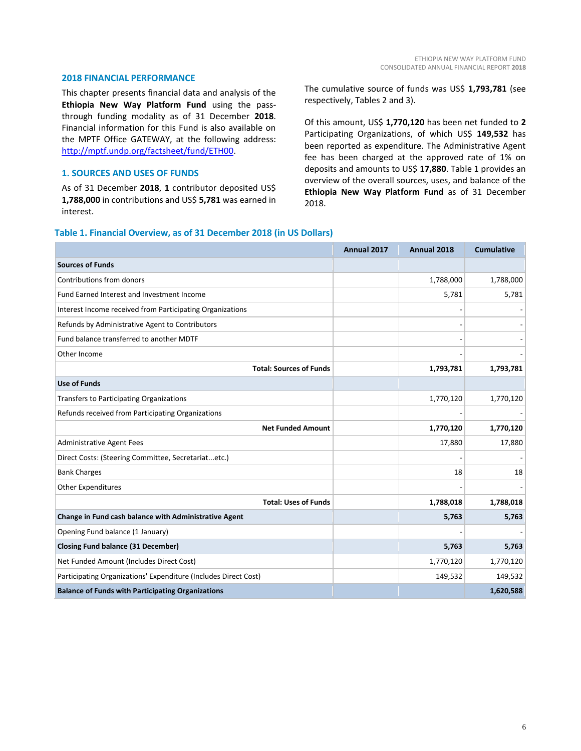## 2018 FINANCIAL PERFORMANCE

This chapter presents financial data and analysis of the **Ethiopia New Way Platform Fund** using the pass-through funding modality as of 31 December **2018**. Financial information for this Fund is also available on the MPTF Office GATEWAY, at the following address: http://mptf.undp.org/factsheet/fund/ETH00.

### 1. SOURCES AND USES OF FUNDS

As of 31 December **2018**, **1** contributor deposited US$ **1,788,000** in contributions and US$ **5,781** was earned in interest.

The cumulative source of funds was US$ **1,793,781** (see respectively, Tables 2 and 3).

Of this amount, US$ **1,770,120** has been net funded to **2** Participating Organizations, of which US$ **149,532** has been reported as expenditure. The Administrative Agent fee has been charged at the approved rate of 1% on deposits and amounts to US$ **17,880**. Table 1 provides an overview of the overall sources, uses, and balance of the **Ethiopia New Way Platform Fund** as of 31 December 2018.

**Table 1. Financial Overview, as of 31 December 2018 (in US Dollars)**

| | Annual 2017 | Annual 2018 | Cumulative |
|---|---|---|---|
| **Sources of Funds** | | | |
| Contributions from donors | | 1,788,000 | 1,788,000 |
| Fund Earned Interest and Investment Income | | 5,781 | 5,781 |
| Interest Income received from Participating Organizations | | - | - |
| Refunds by Administrative Agent to Contributors | | - | - |
| Fund balance transferred to another MDTF | | - | - |
| Other Income | | - | - |
| **Total: Sources of Funds** | | **1,793,781** | **1,793,781** |
| **Use of Funds** | | | |
| Transfers to Participating Organizations | | 1,770,120 | 1,770,120 |
| Refunds received from Participating Organizations | | - | - |
| **Net Funded Amount** | | **1,770,120** | **1,770,120** |
| Administrative Agent Fees | | 17,880 | 17,880 |
| Direct Costs: (Steering Committee, Secretariat...etc.) | | - | - |
| Bank Charges | | 18 | 18 |
| Other Expenditures | | - | - |
| **Total: Uses of Funds** | | **1,788,018** | **1,788,018** |
| **Change in Fund cash balance with Administrative Agent** | | **5,763** | **5,763** |
| Opening Fund balance (1 January) | | - | - |
| **Closing Fund balance (31 December)** | | **5,763** | **5,763** |
| Net Funded Amount (Includes Direct Cost) | | 1,770,120 | 1,770,120 |
| Participating Organizations' Expenditure (Includes Direct Cost) | | 149,532 | 149,532 |
| **Balance of Funds with Participating Organizations** | | | **1,620,588** |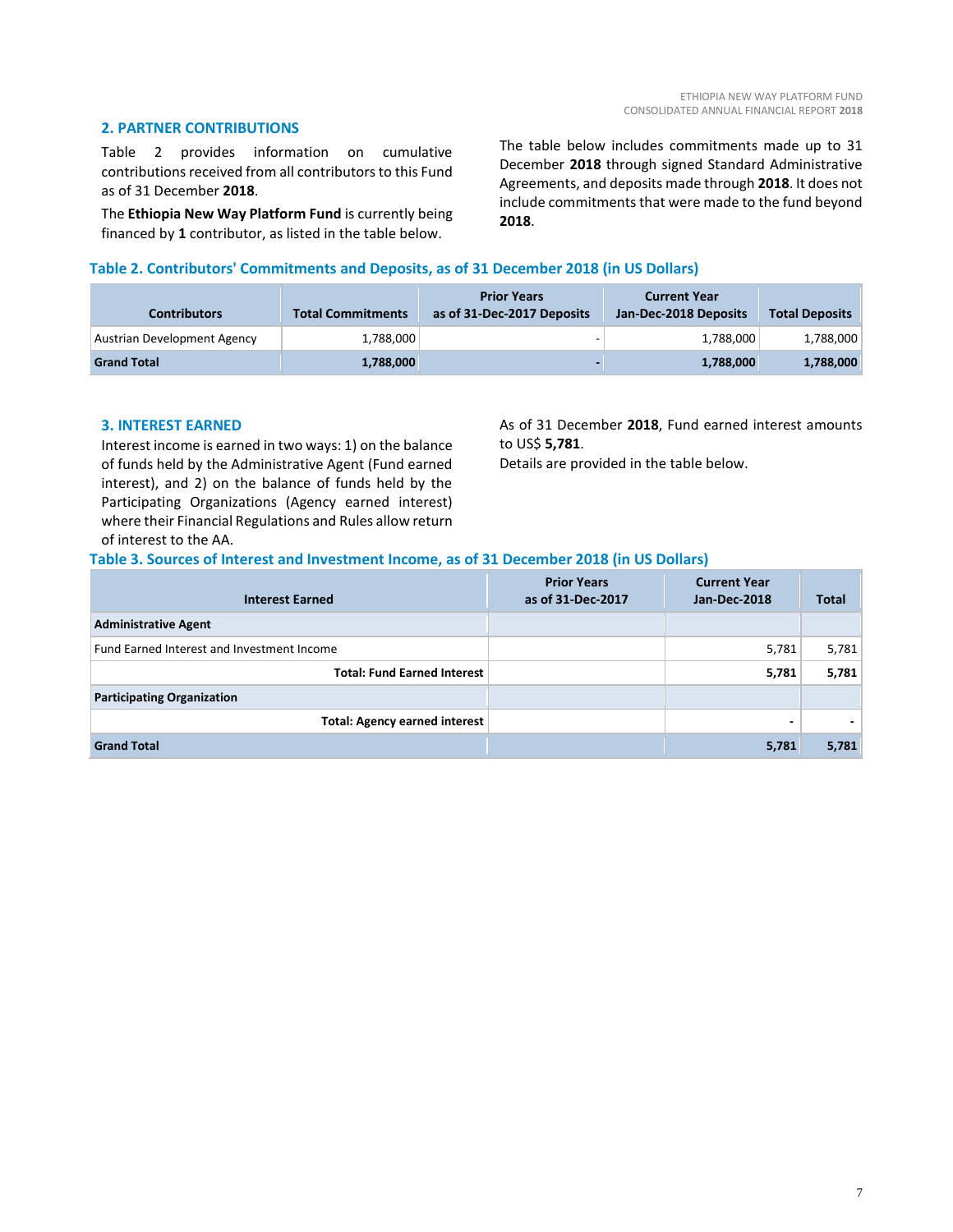## 2. PARTNER CONTRIBUTIONS

Table 2 provides information on cumulative contributions received from all contributors to this Fund as of 31 December **2018**.

The **Ethiopia New Way Platform Fund** is currently being financed by **1** contributor, as listed in the table below.

The table below includes commitments made up to 31 December **2018** through signed Standard Administrative Agreements, and deposits made through **2018**. It does not include commitments that were made to the fund beyond **2018**.

### Table 2. Contributors' Commitments and Deposits, as of 31 December 2018 (in US Dollars)

| Contributors | Total Commitments | Prior Years as of 31-Dec-2017 Deposits | Current Year Jan-Dec-2018 Deposits | Total Deposits |
|---|---|---|---|---|
| Austrian Development Agency | 1,788,000 | - | 1,788,000 | 1,788,000 |
| **Grand Total** | **1,788,000** | **-** | **1,788,000** | **1,788,000** |

## 3. INTEREST EARNED

Interest income is earned in two ways: 1) on the balance of funds held by the Administrative Agent (Fund earned interest), and 2) on the balance of funds held by the Participating Organizations (Agency earned interest) where their Financial Regulations and Rules allow return of interest to the AA.

As of 31 December **2018**, Fund earned interest amounts to US$ **5,781**.

Details are provided in the table below.

### Table 3. Sources of Interest and Investment Income, as of 31 December 2018 (in US Dollars)

| Interest Earned | Prior Years as of 31-Dec-2017 | Current Year Jan-Dec-2018 | Total |
|---|---|---|---|
| **Administrative Agent** | | | |
| Fund Earned Interest and Investment Income | | 5,781 | 5,781 |
| **Total: Fund Earned Interest** | | **5,781** | **5,781** |
| **Participating Organization** | | | |
| **Total: Agency earned interest** | | **-** | **-** |
| **Grand Total** | | **5,781** | **5,781** |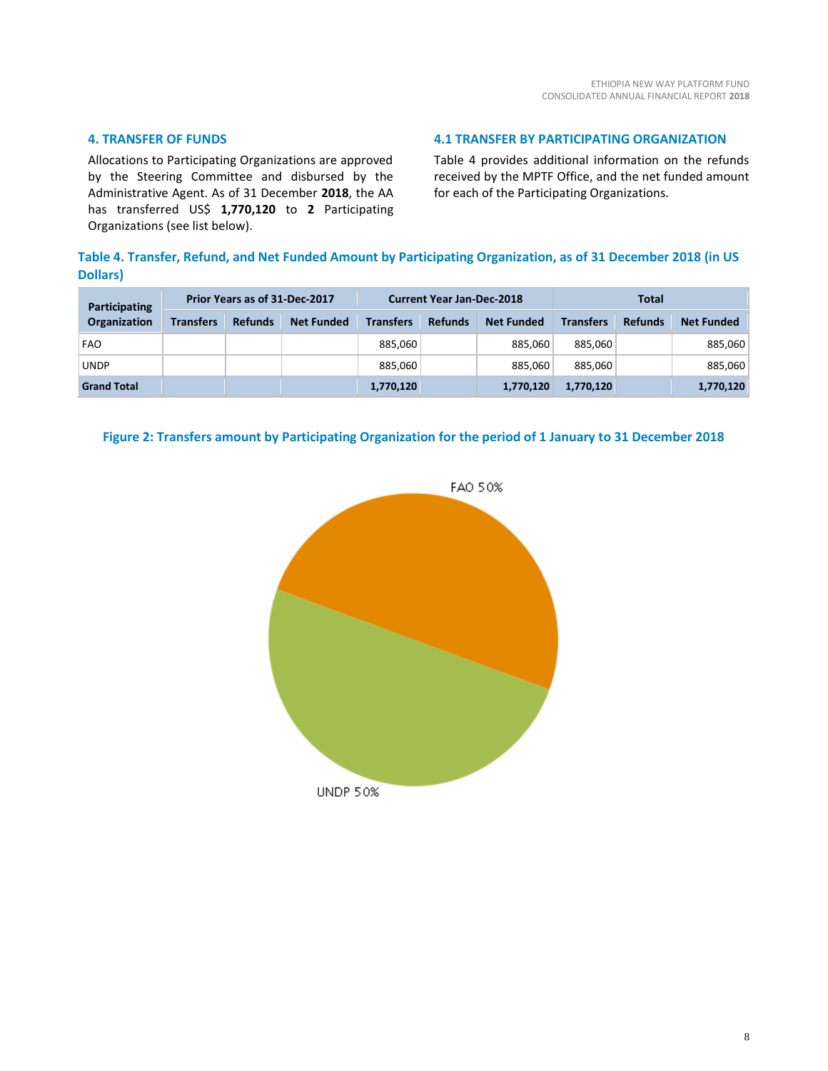## 4. TRANSFER OF FUNDS

Allocations to Participating Organizations are approved by the Steering Committee and disbursed by the Administrative Agent. As of 31 December **2018**, the AA has transferred US$ **1,770,120** to **2** Participating Organizations (see list below).

## 4.1 TRANSFER BY PARTICIPATING ORGANIZATION

Table 4 provides additional information on the refunds received by the MPTF Office, and the net funded amount for each of the Participating Organizations.

**Table 4. Transfer, Refund, and Net Funded Amount by Participating Organization, as of 31 December 2018 (in US Dollars)**

| Participating Organization | Prior Years as of 31-Dec-2017 | | | Current Year Jan-Dec-2018 | | | Total | | |
|---|---|---|---|---|---|---|---|---|---|
| | Transfers | Refunds | Net Funded | Transfers | Refunds | Net Funded | Transfers | Refunds | Net Funded |
| FAO | | | | 885,060 | | 885,060 | 885,060 | | 885,060 |
| UNDP | | | | 885,060 | | 885,060 | 885,060 | | 885,060 |
| **Grand Total** | | | | **1,770,120** | | **1,770,120** | **1,770,120** | | **1,770,120** |

**Figure 2: Transfers amount by Participating Organization for the period of 1 January to 31 December 2018**

FAO 50%

UNDP 50%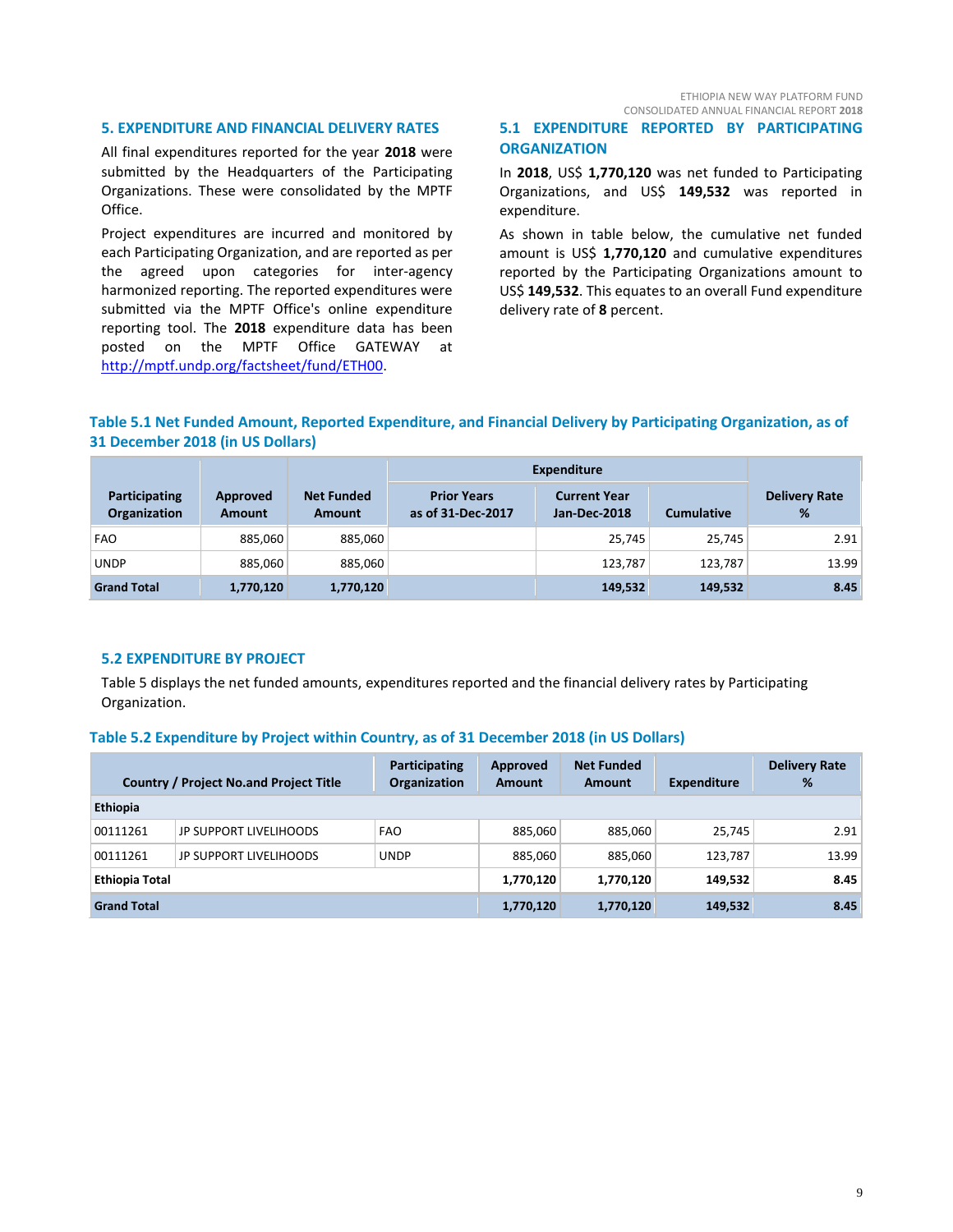## 5. EXPENDITURE AND FINANCIAL DELIVERY RATES

All final expenditures reported for the year **2018** were submitted by the Headquarters of the Participating Organizations. These were consolidated by the MPTF Office.

Project expenditures are incurred and monitored by each Participating Organization, and are reported as per the agreed upon categories for inter-agency harmonized reporting. The reported expenditures were submitted via the MPTF Office's online expenditure reporting tool. The **2018** expenditure data has been posted on the MPTF Office GATEWAY at http://mptf.undp.org/factsheet/fund/ETH00.

### 5.1 EXPENDITURE REPORTED BY PARTICIPATING ORGANIZATION

In **2018**, US$ **1,770,120** was net funded to Participating Organizations, and US$ **149,532** was reported in expenditure.

As shown in table below, the cumulative net funded amount is US$ **1,770,120** and cumulative expenditures reported by the Participating Organizations amount to US$ **149,532**. This equates to an overall Fund expenditure delivery rate of **8** percent.

**Table 5.1 Net Funded Amount, Reported Expenditure, and Financial Delivery by Participating Organization, as of 31 December 2018 (in US Dollars)**

| Participating Organization | Approved Amount | Net Funded Amount | Expenditure | | | Delivery Rate % |
|---|---|---|---|---|---|---|
| | | | Prior Years as of 31-Dec-2017 | Current Year Jan-Dec-2018 | Cumulative | |
| FAO | 885,060 | 885,060 | | 25,745 | 25,745 | 2.91 |
| UNDP | 885,060 | 885,060 | | 123,787 | 123,787 | 13.99 |
| **Grand Total** | **1,770,120** | **1,770,120** | | **149,532** | **149,532** | **8.45** |

### 5.2 EXPENDITURE BY PROJECT

Table 5 displays the net funded amounts, expenditures reported and the financial delivery rates by Participating Organization.

**Table 5.2 Expenditure by Project within Country, as of 31 December 2018 (in US Dollars)**

| Country / Project No.and Project Title | | Participating Organization | Approved Amount | Net Funded Amount | Expenditure | Delivery Rate % |
|---|---|---|---|---|---|---|
| **Ethiopia** | | | | | | |
| 00111261 | JP SUPPORT LIVELIHOODS | FAO | 885,060 | 885,060 | 25,745 | 2.91 |
| 00111261 | JP SUPPORT LIVELIHOODS | UNDP | 885,060 | 885,060 | 123,787 | 13.99 |
| **Ethiopia Total** | | | **1,770,120** | **1,770,120** | **149,532** | **8.45** |
| **Grand Total** | | | **1,770,120** | **1,770,120** | **149,532** | **8.45** |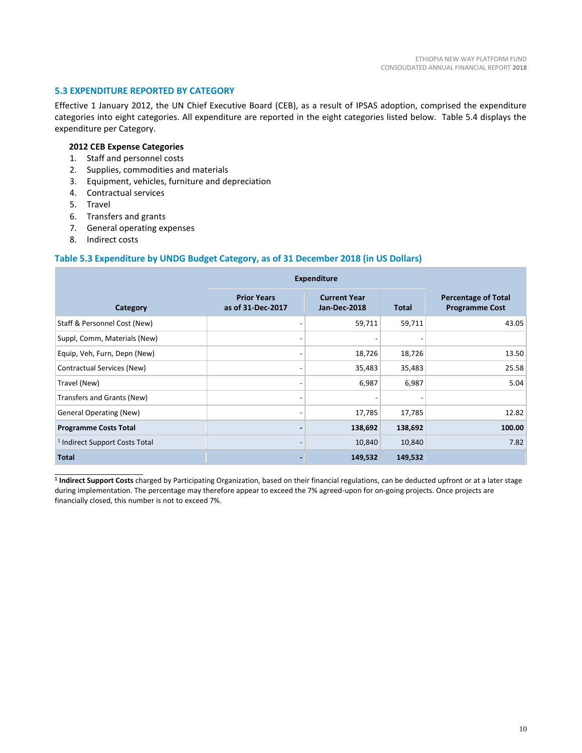### 5.3 EXPENDITURE REPORTED BY CATEGORY

Effective 1 January 2012, the UN Chief Executive Board (CEB), as a result of IPSAS adoption, comprised the expenditure categories into eight categories. All expenditure are reported in the eight categories listed below. Table 5.4 displays the expenditure per Category.

**2012 CEB Expense Categories**

1. Staff and personnel costs
2. Supplies, commodities and materials
3. Equipment, vehicles, furniture and depreciation
4. Contractual services
5. Travel
6. Transfers and grants
7. General operating expenses
8. Indirect costs

#### Table 5.3 Expenditure by UNDG Budget Category, as of 31 December 2018 (in US Dollars)

| Category | Expenditure | | | Percentage of Total Programme Cost |
|---|---|---|---|---|
| | Prior Years as of 31-Dec-2017 | Current Year Jan-Dec-2018 | Total | |
| Staff & Personnel Cost (New) | - | 59,711 | 59,711 | 43.05 |
| Suppl, Comm, Materials (New) | - | - | - | |
| Equip, Veh, Furn, Depn (New) | - | 18,726 | 18,726 | 13.50 |
| Contractual Services (New) | - | 35,483 | 35,483 | 25.58 |
| Travel (New) | - | 6,987 | 6,987 | 5.04 |
| Transfers and Grants (New) | - | - | - | |
| General Operating (New) | - | 17,785 | 17,785 | 12.82 |
| **Programme Costs Total** | **-** | **138,692** | **138,692** | **100.00** |
| [1] Indirect Support Costs Total | - | 10,840 | 10,840 | 7.82 |
| **Total** | **-** | **149,532** | **149,532** | |

[1] **Indirect Support Costs** charged by Participating Organization, based on their financial regulations, can be deducted upfront or at a later stage during implementation. The percentage may therefore appear to exceed the 7% agreed-upon for on-going projects. Once projects are financially closed, this number is not to exceed 7%.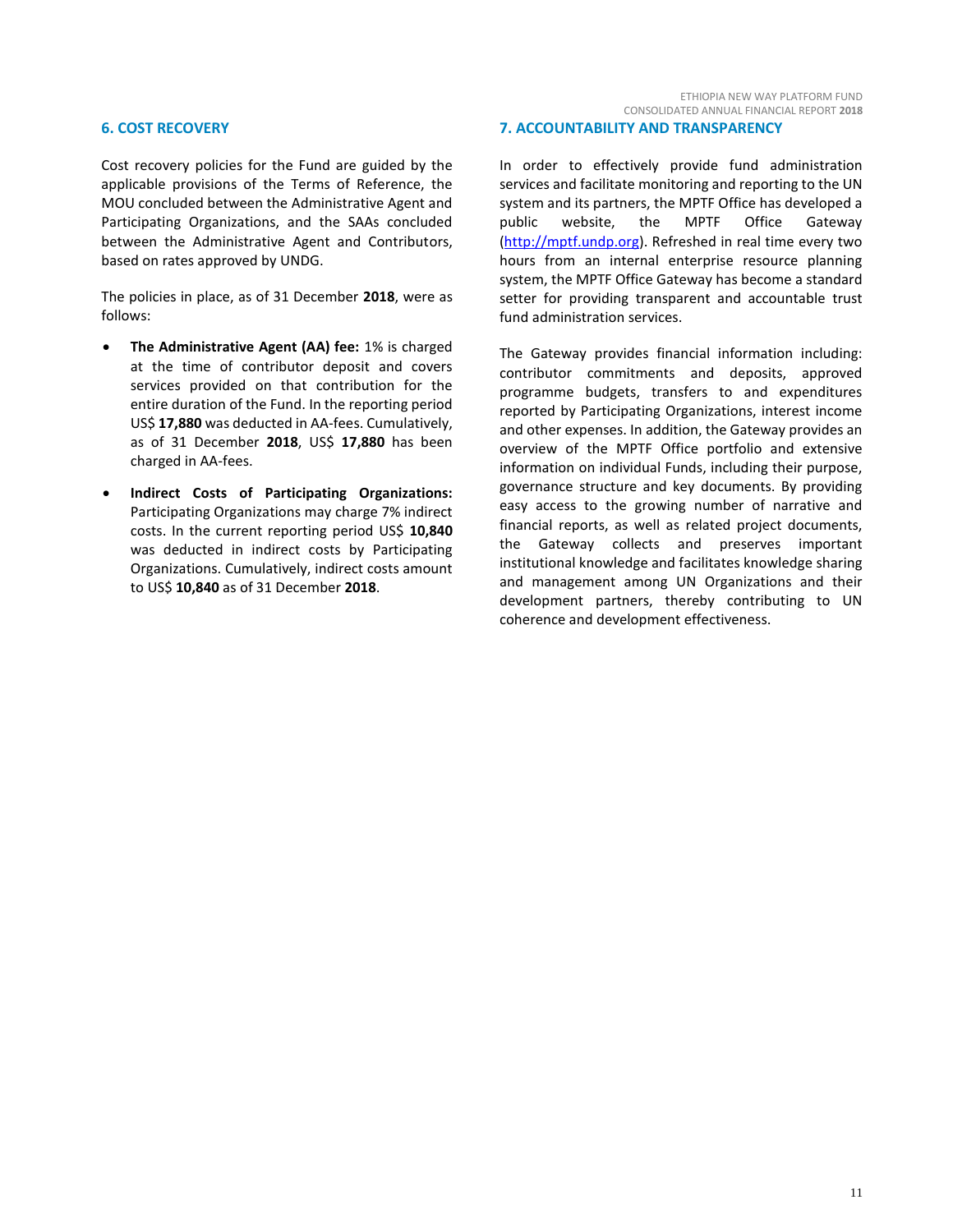## 6. COST RECOVERY

Cost recovery policies for the Fund are guided by the applicable provisions of the Terms of Reference, the MOU concluded between the Administrative Agent and Participating Organizations, and the SAAs concluded between the Administrative Agent and Contributors, based on rates approved by UNDG.

The policies in place, as of 31 December **2018**, were as follows:

- **The Administrative Agent (AA) fee:** 1% is charged at the time of contributor deposit and covers services provided on that contribution for the entire duration of the Fund. In the reporting period US$ **17,880** was deducted in AA-fees. Cumulatively, as of 31 December **2018**, US$ **17,880** has been charged in AA-fees.
- **Indirect Costs of Participating Organizations:** Participating Organizations may charge 7% indirect costs. In the current reporting period US$ **10,840** was deducted in indirect costs by Participating Organizations. Cumulatively, indirect costs amount to US$ **10,840** as of 31 December **2018**.

## 7. ACCOUNTABILITY AND TRANSPARENCY

In order to effectively provide fund administration services and facilitate monitoring and reporting to the UN system and its partners, the MPTF Office has developed a public website, the MPTF Office Gateway (http://mptf.undp.org). Refreshed in real time every two hours from an internal enterprise resource planning system, the MPTF Office Gateway has become a standard setter for providing transparent and accountable trust fund administration services.

The Gateway provides financial information including: contributor commitments and deposits, approved programme budgets, transfers to and expenditures reported by Participating Organizations, interest income and other expenses. In addition, the Gateway provides an overview of the MPTF Office portfolio and extensive information on individual Funds, including their purpose, governance structure and key documents. By providing easy access to the growing number of narrative and financial reports, as well as related project documents, the Gateway collects and preserves important institutional knowledge and facilitates knowledge sharing and management among UN Organizations and their development partners, thereby contributing to UN coherence and development effectiveness.